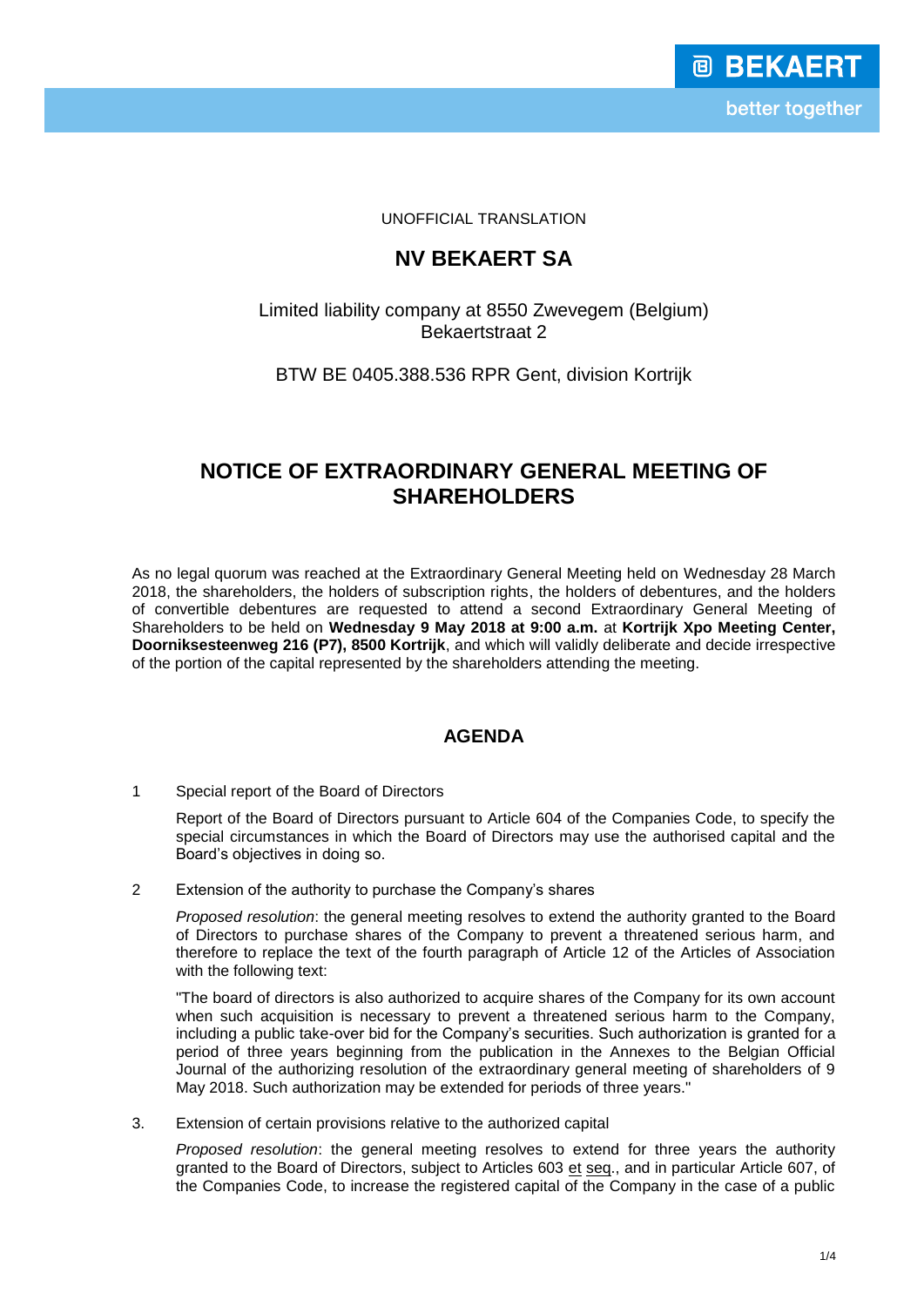UNOFFICIAL TRANSLATION

# NV BEKAERT SA

Limited liability company at 8550 Zwevegem (Belgium)
Bekaertstraat 2

BTW BE 0405.388.536 RPR Gent, division Kortrijk

# NOTICE OF EXTRAORDINARY GENERAL MEETING OF SHAREHOLDERS

As no legal quorum was reached at the Extraordinary General Meeting held on Wednesday 28 March 2018, the shareholders, the holders of subscription rights, the holders of debentures, and the holders of convertible debentures are requested to attend a second Extraordinary General Meeting of Shareholders to be held on **Wednesday 9 May 2018 at 9:00 a.m.** at **Kortrijk Xpo Meeting Center, Doorniksesteenweg 216 (P7), 8500 Kortrijk**, and which will validly deliberate and decide irrespective of the portion of the capital represented by the shareholders attending the meeting.

## AGENDA

1 Special report of the Board of Directors

Report of the Board of Directors pursuant to Article 604 of the Companies Code, to specify the special circumstances in which the Board of Directors may use the authorised capital and the Board's objectives in doing so.

2 Extension of the authority to purchase the Company's shares

*Proposed resolution*: the general meeting resolves to extend the authority granted to the Board of Directors to purchase shares of the Company to prevent a threatened serious harm, and therefore to replace the text of the fourth paragraph of Article 12 of the Articles of Association with the following text:

"The board of directors is also authorized to acquire shares of the Company for its own account when such acquisition is necessary to prevent a threatened serious harm to the Company, including a public take-over bid for the Company's securities. Such authorization is granted for a period of three years beginning from the publication in the Annexes to the Belgian Official Journal of the authorizing resolution of the extraordinary general meeting of shareholders of 9 May 2018. Such authorization may be extended for periods of three years."

3. Extension of certain provisions relative to the authorized capital

*Proposed resolution*: the general meeting resolves to extend for three years the authority granted to the Board of Directors, subject to Articles 603 et seq., and in particular Article 607, of the Companies Code, to increase the registered capital of the Company in the case of a public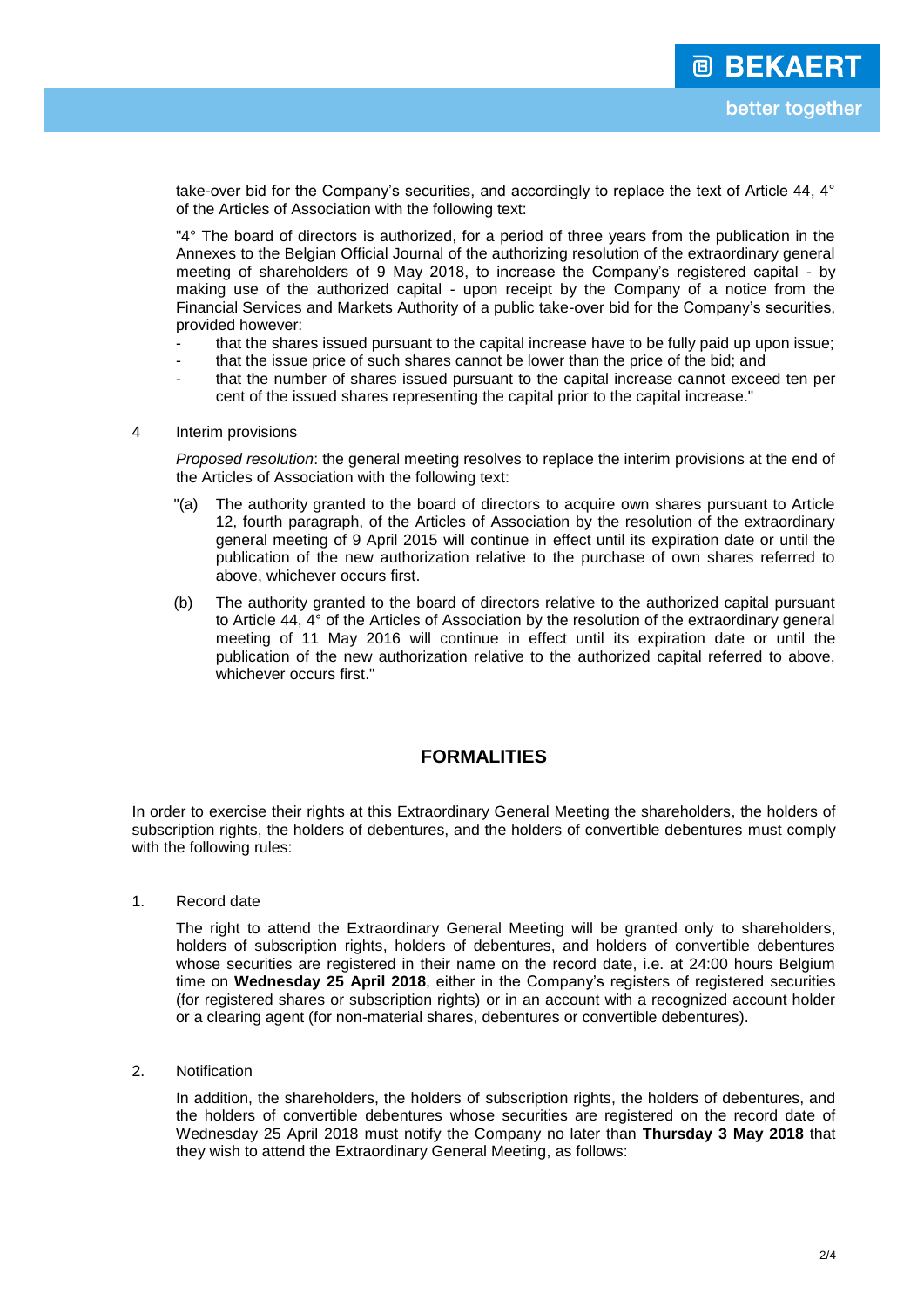take-over bid for the Company's securities, and accordingly to replace the text of Article 44, 4° of the Articles of Association with the following text:

"4° The board of directors is authorized, for a period of three years from the publication in the Annexes to the Belgian Official Journal of the authorizing resolution of the extraordinary general meeting of shareholders of 9 May 2018, to increase the Company's registered capital - by making use of the authorized capital - upon receipt by the Company of a notice from the Financial Services and Markets Authority of a public take-over bid for the Company's securities, provided however:

- that the shares issued pursuant to the capital increase have to be fully paid up upon issue;
- that the issue price of such shares cannot be lower than the price of the bid; and
- that the number of shares issued pursuant to the capital increase cannot exceed ten per cent of the issued shares representing the capital prior to the capital increase."

4 Interim provisions

*Proposed resolution*: the general meeting resolves to replace the interim provisions at the end of the Articles of Association with the following text:

"(a) The authority granted to the board of directors to acquire own shares pursuant to Article 12, fourth paragraph, of the Articles of Association by the resolution of the extraordinary general meeting of 9 April 2015 will continue in effect until its expiration date or until the publication of the new authorization relative to the purchase of own shares referred to above, whichever occurs first.

(b) The authority granted to the board of directors relative to the authorized capital pursuant to Article 44, 4° of the Articles of Association by the resolution of the extraordinary general meeting of 11 May 2016 will continue in effect until its expiration date or until the publication of the new authorization relative to the authorized capital referred to above, whichever occurs first."

## FORMALITIES

In order to exercise their rights at this Extraordinary General Meeting the shareholders, the holders of subscription rights, the holders of debentures, and the holders of convertible debentures must comply with the following rules:

1. Record date

The right to attend the Extraordinary General Meeting will be granted only to shareholders, holders of subscription rights, holders of debentures, and holders of convertible debentures whose securities are registered in their name on the record date, i.e. at 24:00 hours Belgium time on **Wednesday 25 April 2018**, either in the Company's registers of registered securities (for registered shares or subscription rights) or in an account with a recognized account holder or a clearing agent (for non-material shares, debentures or convertible debentures).

2. Notification

In addition, the shareholders, the holders of subscription rights, the holders of debentures, and the holders of convertible debentures whose securities are registered on the record date of Wednesday 25 April 2018 must notify the Company no later than **Thursday 3 May 2018** that they wish to attend the Extraordinary General Meeting, as follows: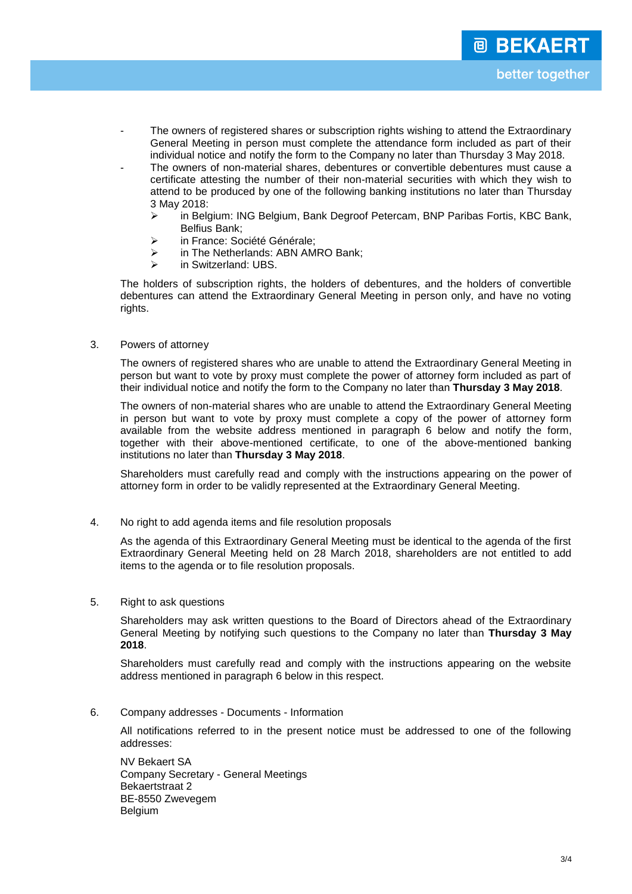- The owners of registered shares or subscription rights wishing to attend the Extraordinary General Meeting in person must complete the attendance form included as part of their individual notice and notify the form to the Company no later than Thursday 3 May 2018.
- The owners of non-material shares, debentures or convertible debentures must cause a certificate attesting the number of their non-material securities with which they wish to attend to be produced by one of the following banking institutions no later than Thursday 3 May 2018:
  - in Belgium: ING Belgium, Bank Degroof Petercam, BNP Paribas Fortis, KBC Bank, Belfius Bank;
  - in France: Société Générale;
  - in The Netherlands: ABN AMRO Bank;
  - in Switzerland: UBS.

The holders of subscription rights, the holders of debentures, and the holders of convertible debentures can attend the Extraordinary General Meeting in person only, and have no voting rights.

3. Powers of attorney

The owners of registered shares who are unable to attend the Extraordinary General Meeting in person but want to vote by proxy must complete the power of attorney form included as part of their individual notice and notify the form to the Company no later than **Thursday 3 May 2018**.

The owners of non-material shares who are unable to attend the Extraordinary General Meeting in person but want to vote by proxy must complete a copy of the power of attorney form available from the website address mentioned in paragraph 6 below and notify the form, together with their above-mentioned certificate, to one of the above-mentioned banking institutions no later than **Thursday 3 May 2018**.

Shareholders must carefully read and comply with the instructions appearing on the power of attorney form in order to be validly represented at the Extraordinary General Meeting.

4. No right to add agenda items and file resolution proposals

As the agenda of this Extraordinary General Meeting must be identical to the agenda of the first Extraordinary General Meeting held on 28 March 2018, shareholders are not entitled to add items to the agenda or to file resolution proposals.

5. Right to ask questions

Shareholders may ask written questions to the Board of Directors ahead of the Extraordinary General Meeting by notifying such questions to the Company no later than **Thursday 3 May 2018**.

Shareholders must carefully read and comply with the instructions appearing on the website address mentioned in paragraph 6 below in this respect.

6. Company addresses - Documents - Information

All notifications referred to in the present notice must be addressed to one of the following addresses:

NV Bekaert SA
Company Secretary - General Meetings
Bekaertstraat 2
BE-8550 Zwevegem
Belgium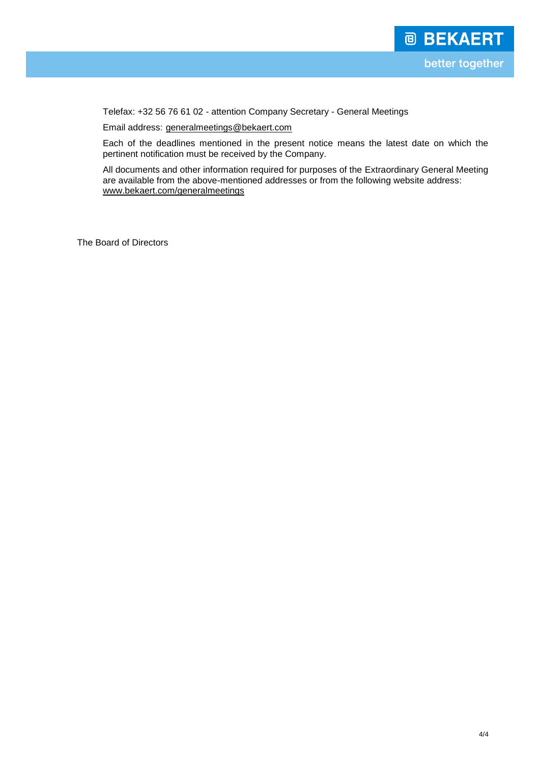Telefax: +32 56 76 61 02 - attention Company Secretary - General Meetings

Email address: generalmeetings@bekaert.com

Each of the deadlines mentioned in the present notice means the latest date on which the pertinent notification must be received by the Company.

All documents and other information required for purposes of the Extraordinary General Meeting are available from the above-mentioned addresses or from the following website address: www.bekaert.com/generalmeetings

The Board of Directors